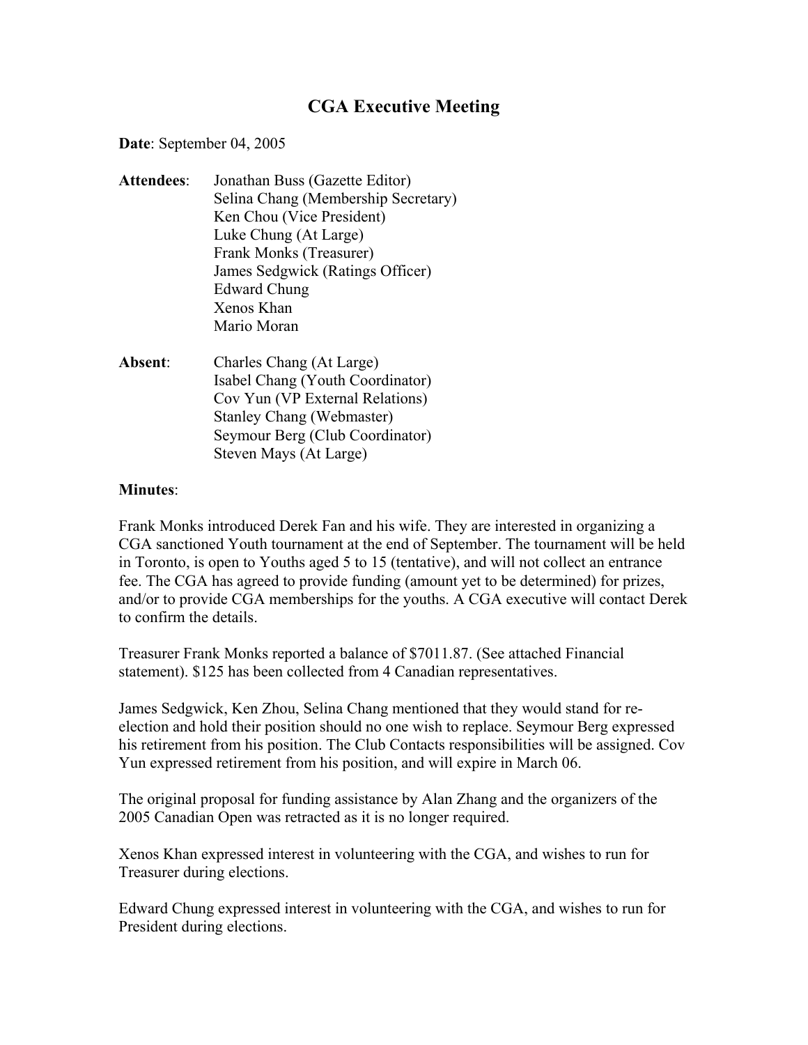# CGA Executive Meeting

**Date**: September 04, 2005

**Attendees**:
Jonathan Buss (Gazette Editor)
Selina Chang (Membership Secretary)
Ken Chou (Vice President)
Luke Chung (At Large)
Frank Monks (Treasurer)
James Sedgwick (Ratings Officer)
Edward Chung
Xenos Khan
Mario Moran

**Absent**:
Charles Chang (At Large)
Isabel Chang (Youth Coordinator)
Cov Yun (VP External Relations)
Stanley Chang (Webmaster)
Seymour Berg (Club Coordinator)
Steven Mays (At Large)

**Minutes**:

Frank Monks introduced Derek Fan and his wife. They are interested in organizing a CGA sanctioned Youth tournament at the end of September. The tournament will be held in Toronto, is open to Youths aged 5 to 15 (tentative), and will not collect an entrance fee. The CGA has agreed to provide funding (amount yet to be determined) for prizes, and/or to provide CGA memberships for the youths. A CGA executive will contact Derek to confirm the details.

Treasurer Frank Monks reported a balance of $7011.87. (See attached Financial statement). $125 has been collected from 4 Canadian representatives.

James Sedgwick, Ken Zhou, Selina Chang mentioned that they would stand for re-election and hold their position should no one wish to replace. Seymour Berg expressed his retirement from his position. The Club Contacts responsibilities will be assigned. Cov Yun expressed retirement from his position, and will expire in March 06.

The original proposal for funding assistance by Alan Zhang and the organizers of the 2005 Canadian Open was retracted as it is no longer required.

Xenos Khan expressed interest in volunteering with the CGA, and wishes to run for Treasurer during elections.

Edward Chung expressed interest in volunteering with the CGA, and wishes to run for President during elections.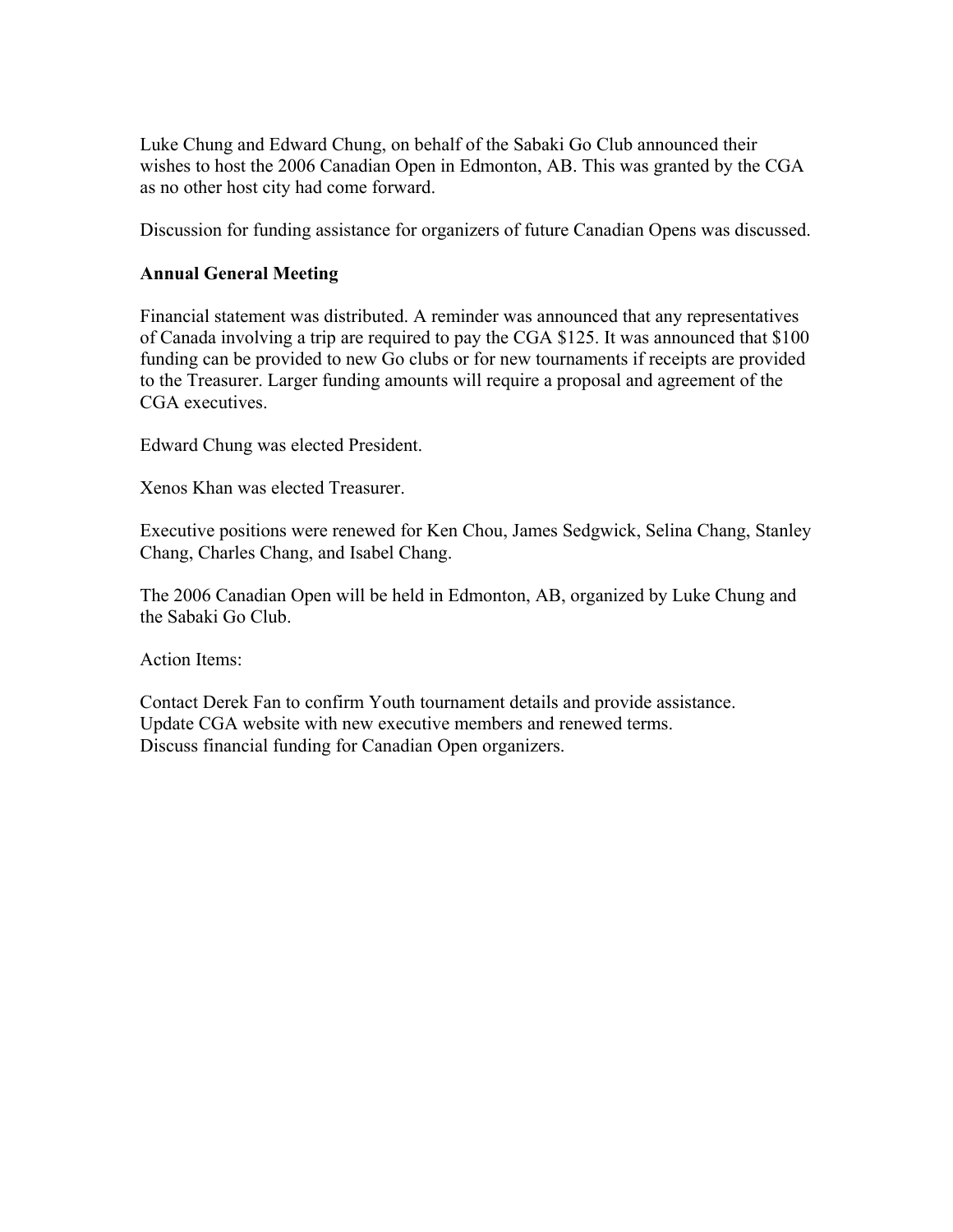Luke Chung and Edward Chung, on behalf of the Sabaki Go Club announced their wishes to host the 2006 Canadian Open in Edmonton, AB. This was granted by the CGA as no other host city had come forward.

Discussion for funding assistance for organizers of future Canadian Opens was discussed.

**Annual General Meeting**

Financial statement was distributed. A reminder was announced that any representatives of Canada involving a trip are required to pay the CGA $125. It was announced that $100 funding can be provided to new Go clubs or for new tournaments if receipts are provided to the Treasurer. Larger funding amounts will require a proposal and agreement of the CGA executives.

Edward Chung was elected President.

Xenos Khan was elected Treasurer.

Executive positions were renewed for Ken Chou, James Sedgwick, Selina Chang, Stanley Chang, Charles Chang, and Isabel Chang.

The 2006 Canadian Open will be held in Edmonton, AB, organized by Luke Chung and the Sabaki Go Club.

Action Items:

Contact Derek Fan to confirm Youth tournament details and provide assistance.
Update CGA website with new executive members and renewed terms.
Discuss financial funding for Canadian Open organizers.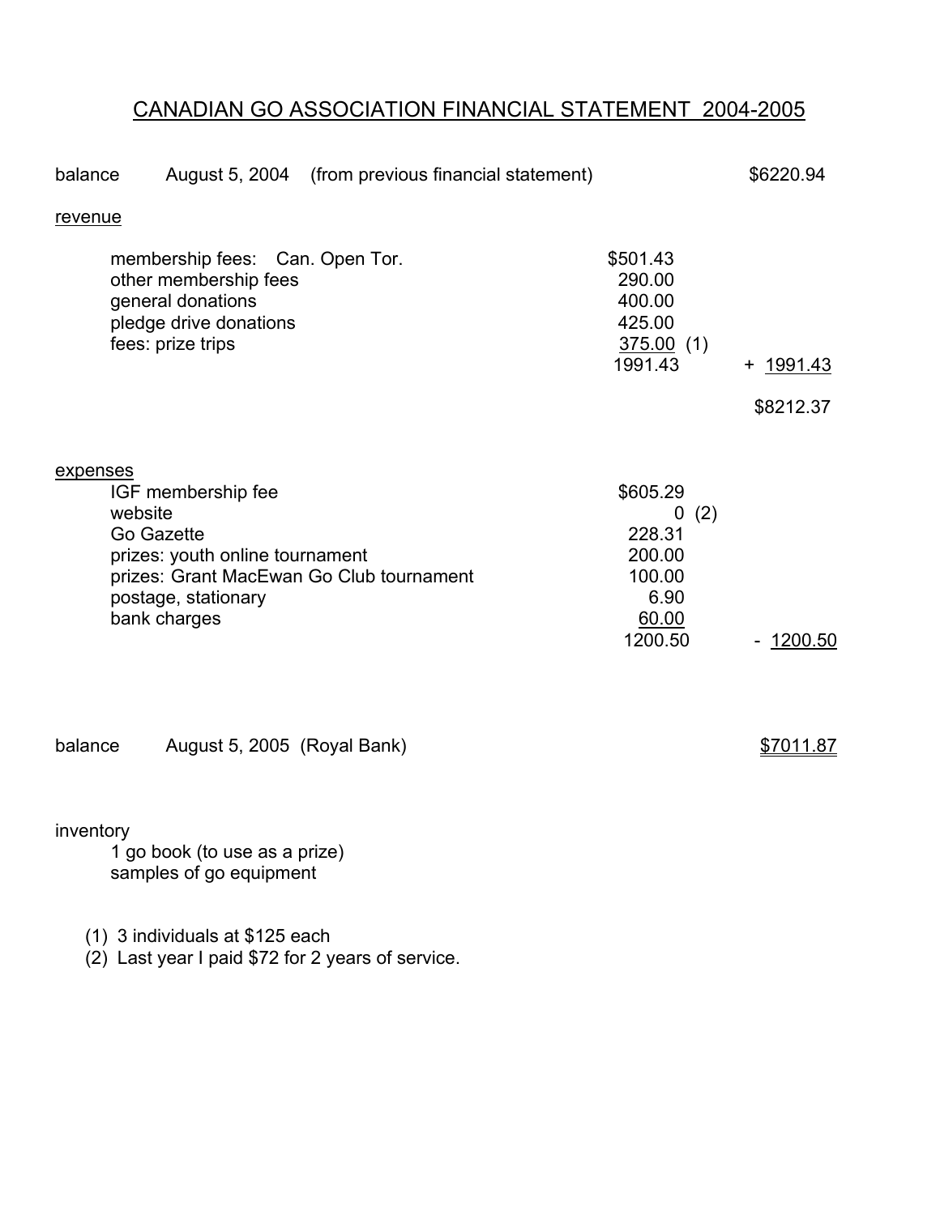# CANADIAN GO ASSOCIATION FINANCIAL STATEMENT 2004-2005

| | | |
|---|---|---|
| balance August 5, 2004 (from previous financial statement) | | $6220.94 |
| **revenue** | | |
| membership fees: Can. Open Tor. | $501.43 | |
| other membership fees | 290.00 | |
| general donations | 400.00 | |
| pledge drive donations | 425.00 | |
| fees: prize trips | 375.00 (1) | |
| | 1991.43 | + 1991.43 |
| | | $8212.37 |
| **expenses** | | |
| IGF membership fee | $605.29 | |
| website | 0 (2) | |
| Go Gazette | 228.31 | |
| prizes: youth online tournament | 200.00 | |
| prizes: Grant MacEwan Go Club tournament | 100.00 | |
| postage, stationary | 6.90 | |
| bank charges | 60.00 | |
| | 1200.50 | - 1200.50 |
| balance August 5, 2005 (Royal Bank) | | $7011.87 |

inventory

- 1 go book (to use as a prize)
- samples of go equipment

(1) 3 individuals at $125 each

(2) Last year I paid $72 for 2 years of service.